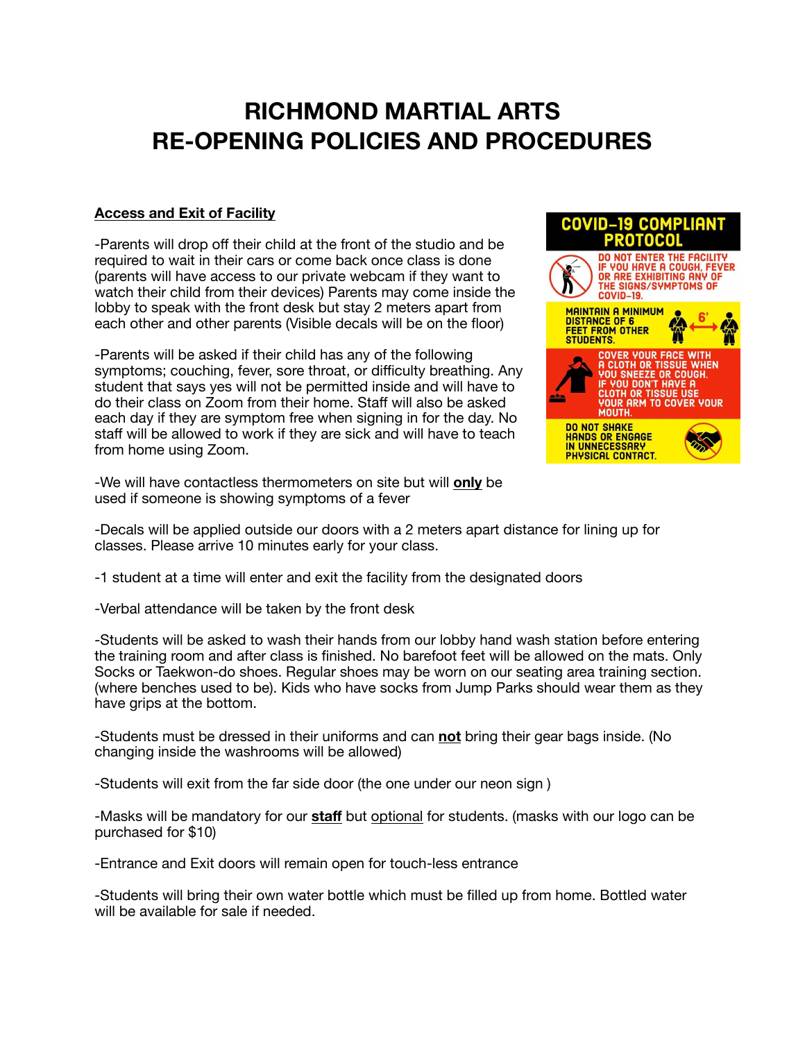# RICHMOND MARTIAL ARTS
# RE-OPENING POLICIES AND PROCEDURES

**Access and Exit of Facility**

-Parents will drop off their child at the front of the studio and be required to wait in their cars or come back once class is done (parents will have access to our private webcam if they want to watch their child from their devices) Parents may come inside the lobby to speak with the front desk but stay 2 meters apart from each other and other parents (Visible decals will be on the floor)

-Parents will be asked if their child has any of the following symptoms; couching, fever, sore throat, or difficulty breathing. Any student that says yes will not be permitted inside and will have to do their class on Zoom from their home. Staff will also be asked each day if they are symptom free when signing in for the day. No staff will be allowed to work if they are sick and will have to teach from home using Zoom.

**COVID-19 COMPLIANT PROTOCOL**

DO NOT ENTER THE FACILITY IF YOU HAVE A COUGH, FEVER OR ARE EXHIBITING ANY OF THE SIGNS/SYMPTOMS OF COVID-19.

MAINTAIN A MINIMUM DISTANCE OF 6 FEET FROM OTHER STUDENTS.

COVER YOUR FACE WITH A CLOTH OR TISSUE WHEN YOU SNEEZE OR COUGH. IF YOU DON'T HAVE A CLOTH OR TISSUE USE YOUR ARM TO COVER YOUR MOUTH.

DO NOT SHAKE HANDS OR ENGAGE IN UNNECESSARY PHYSICAL CONTACT.

-We will have contactless thermometers on site but will **only** be used if someone is showing symptoms of a fever

-Decals will be applied outside our doors with a 2 meters apart distance for lining up for classes. Please arrive 10 minutes early for your class.

-1 student at a time will enter and exit the facility from the designated doors

-Verbal attendance will be taken by the front desk

-Students will be asked to wash their hands from our lobby hand wash station before entering the training room and after class is finished. No barefoot feet will be allowed on the mats. Only Socks or Taekwon-do shoes. Regular shoes may be worn on our seating area training section. (where benches used to be). Kids who have socks from Jump Parks should wear them as they have grips at the bottom.

-Students must be dressed in their uniforms and can **not** bring their gear bags inside. (No changing inside the washrooms will be allowed)

-Students will exit from the far side door (the one under our neon sign )

-Masks will be mandatory for our **staff** but optional for students. (masks with our logo can be purchased for $10)

-Entrance and Exit doors will remain open for touch-less entrance

-Students will bring their own water bottle which must be filled up from home. Bottled water will be available for sale if needed.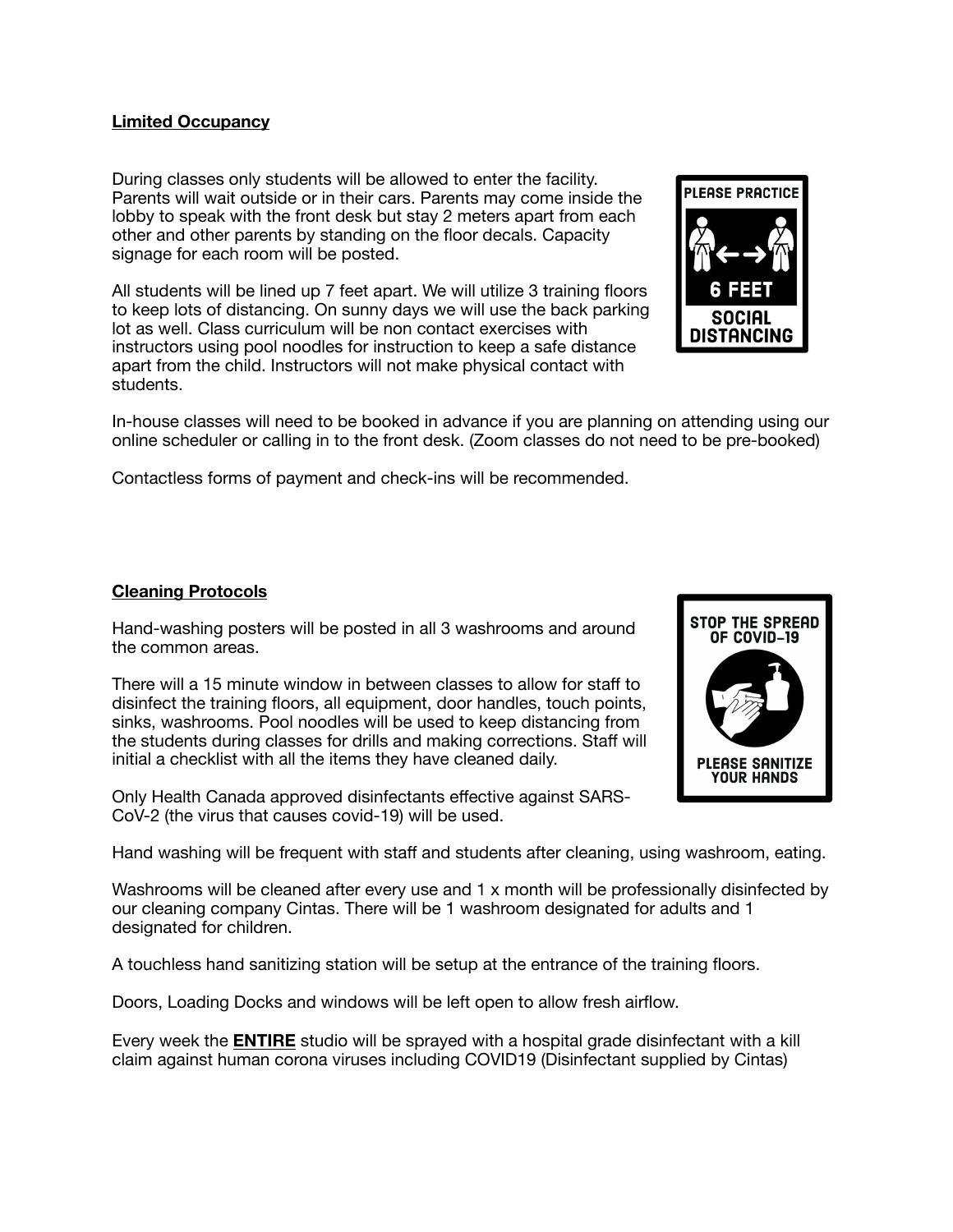**Limited Occupancy**

During classes only students will be allowed to enter the facility. Parents will wait outside or in their cars. Parents may come inside the lobby to speak with the front desk but stay 2 meters apart from each other and other parents by standing on the floor decals. Capacity signage for each room will be posted.

All students will be lined up 7 feet apart. We will utilize 3 training floors to keep lots of distancing. On sunny days we will use the back parking lot as well. Class curriculum will be non contact exercises with instructors using pool noodles for instruction to keep a safe distance apart from the child. Instructors will not make physical contact with students.

In-house classes will need to be booked in advance if you are planning on attending using our online scheduler or calling in to the front desk. (Zoom classes do not need to be pre-booked)

Contactless forms of payment and check-ins will be recommended.

**Cleaning Protocols**

Hand-washing posters will be posted in all 3 washrooms and around the common areas.

There will a 15 minute window in between classes to allow for staff to disinfect the training floors, all equipment, door handles, touch points, sinks, washrooms. Pool noodles will be used to keep distancing from the students during classes for drills and making corrections. Staff will initial a checklist with all the items they have cleaned daily.

Only Health Canada approved disinfectants effective against SARS-CoV-2 (the virus that causes covid-19) will be used.

Hand washing will be frequent with staff and students after cleaning, using washroom, eating.

Washrooms will be cleaned after every use and 1 x month will be professionally disinfected by our cleaning company Cintas. There will be 1 washroom designated for adults and 1 designated for children.

A touchless hand sanitizing station will be setup at the entrance of the training floors.

Doors, Loading Docks and windows will be left open to allow fresh airflow.

Every week the **ENTIRE** studio will be sprayed with a hospital grade disinfectant with a kill claim against human corona viruses including COVID19 (Disinfectant supplied by Cintas)